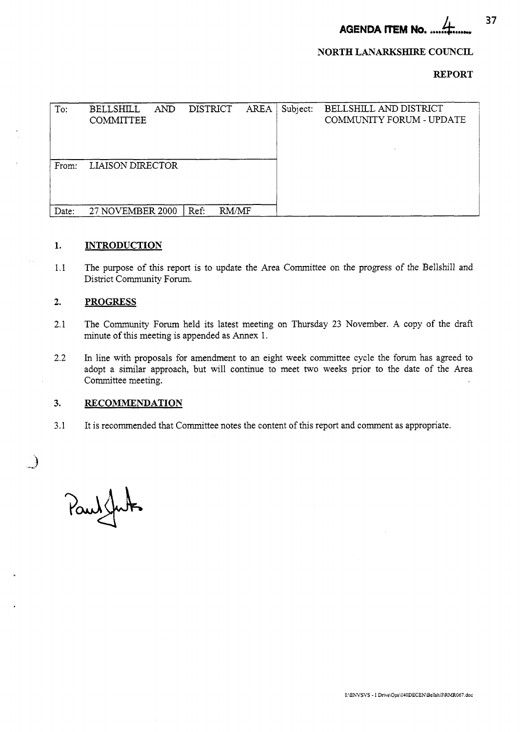**AGENDA ITEM No. 4**

**NORTH LANARKSHIRE COUNCIL**

**REPORT**

| To: | BELLSHILL AND DISTRICT AREA COMMITTEE | | Subject: | BELLSHILL AND DISTRICT COMMUNITY FORUM - UPDATE |
|---|---|---|---|---|
| From: | LIAISON DIRECTOR | | | |
| Date: | 27 NOVEMBER 2000 | Ref: RM/MF | | |

## 1. INTRODUCTION

1.1 The purpose of this report is to update the Area Committee on the progress of the Bellshill and District Community Forum.

## 2. PROGRESS

2.1 The Community Forum held its latest meeting on Thursday 23 November. A copy of the draft minute of this meeting is appended as Annex 1.

2.2 In line with proposals for amendment to an eight week committee cycle the forum has agreed to adopt a similar approach, but will continue to meet two weeks prior to the date of the Area Committee meeting.

## 3. RECOMMENDATION

3.1 It is recommended that Committee notes the content of this report and comment as appropriate.

Paul Jukes

I:\ENVSVS - I Drive\Ops\040DECEN\Bellshill\RMR067.doc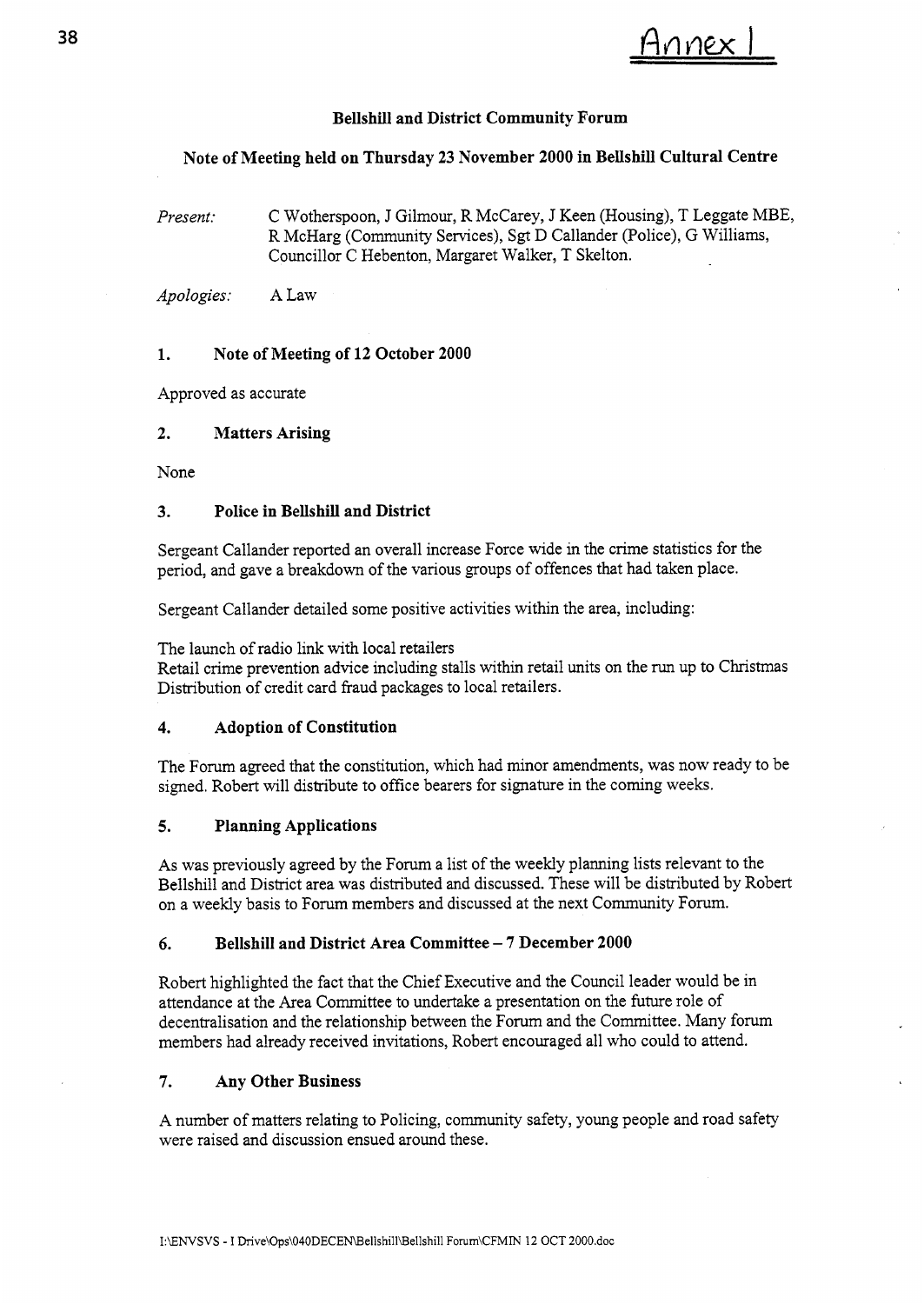Annex 1

**Bellshill and District Community Forum**

**Note of Meeting held on Thursday 23 November 2000 in Bellshill Cultural Centre**

*Present:* C Wotherspoon, J Gilmour, R McCarey, J Keen (Housing), T Leggate MBE, R McHarg (Community Services), Sgt D Callander (Police), G Williams, Councillor C Hebenton, Margaret Walker, T Skelton.

*Apologies:* A Law

## 1. Note of Meeting of 12 October 2000

Approved as accurate

## 2. Matters Arising

None

## 3. Police in Bellshill and District

Sergeant Callander reported an overall increase Force wide in the crime statistics for the period, and gave a breakdown of the various groups of offences that had taken place.

Sergeant Callander detailed some positive activities within the area, including:

The launch of radio link with local retailers
Retail crime prevention advice including stalls within retail units on the run up to Christmas
Distribution of credit card fraud packages to local retailers.

## 4. Adoption of Constitution

The Forum agreed that the constitution, which had minor amendments, was now ready to be signed. Robert will distribute to office bearers for signature in the coming weeks.

## 5. Planning Applications

As was previously agreed by the Forum a list of the weekly planning lists relevant to the Bellshill and District area was distributed and discussed. These will be distributed by Robert on a weekly basis to Forum members and discussed at the next Community Forum.

## 6. Bellshill and District Area Committee – 7 December 2000

Robert highlighted the fact that the Chief Executive and the Council leader would be in attendance at the Area Committee to undertake a presentation on the future role of decentralisation and the relationship between the Forum and the Committee. Many forum members had already received invitations, Robert encouraged all who could to attend.

## 7. Any Other Business

A number of matters relating to Policing, community safety, young people and road safety were raised and discussion ensued around these.

I:\ENVSVS - I Drive\Ops\040DECEN\Bellshill\Bellshill Forum\CFMIN 12 OCT 2000.doc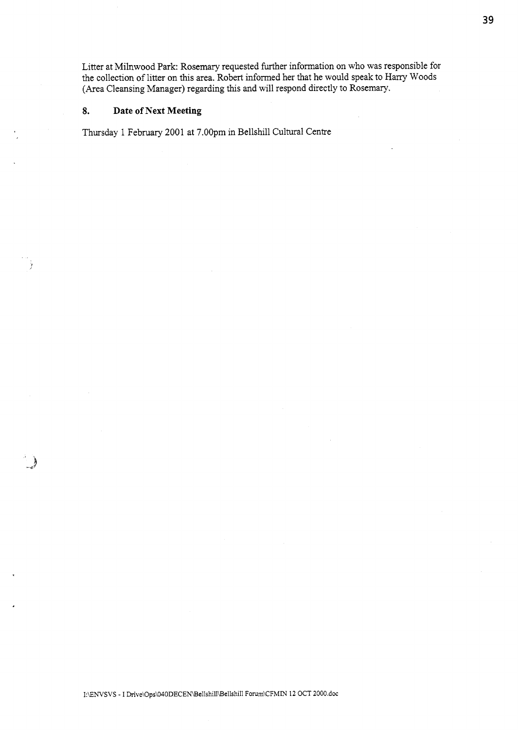Litter at Milnwood Park: Rosemary requested further information on who was responsible for the collection of litter on this area. Robert informed her that he would speak to Harry Woods (Area Cleansing Manager) regarding this and will respond directly to Rosemary.

## 8. Date of Next Meeting

Thursday 1 February 2001 at 7.00pm in Bellshill Cultural Centre

I:\ENVSVS - I Drive\Ops\040DECEN\Bellshill\Bellshill Forum\CFMIN 12 OCT 2000.doc